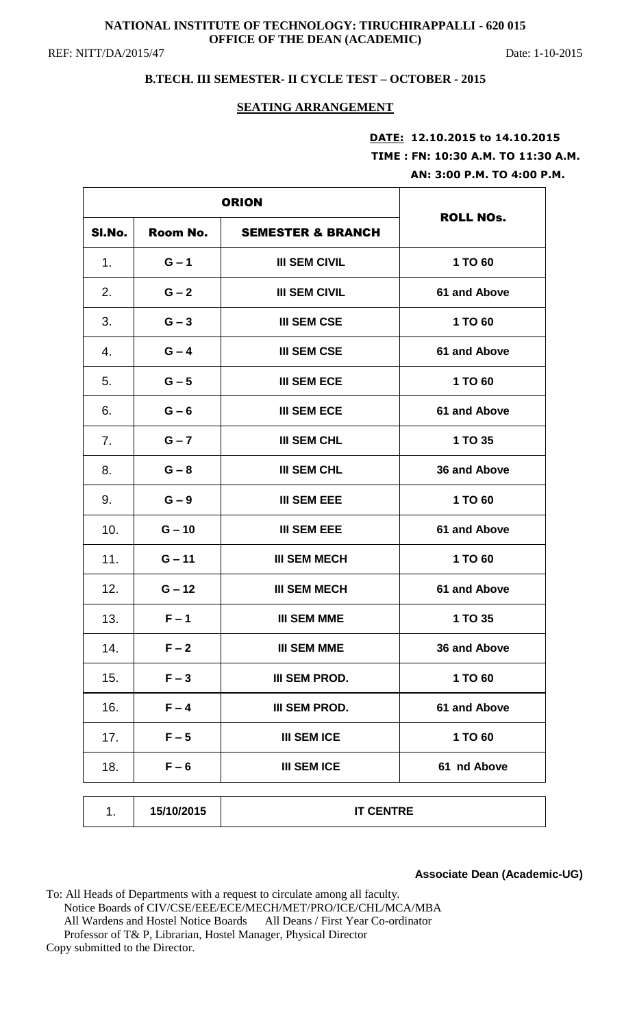**NATIONAL INSTITUTE OF TECHNOLOGY: TIRUCHIRAPPALLI - 620 015**
**OFFICE OF THE DEAN (ACADEMIC)**

REF: NITT/DA/2015/47 Date: 1-10-2015

## B.TECH. III SEMESTER- II CYCLE TEST – OCTOBER - 2015

### SEATING ARRANGEMENT

**DATE: 12.10.2015 to 14.10.2015**
**TIME : FN: 10:30 A.M. TO 11:30 A.M.**
**AN: 3:00 P.M. TO 4:00 P.M.**

| ORION | | | ROLL NOs. |
|---|---|---|---|
| **Sl.No.** | **Room No.** | **SEMESTER & BRANCH** | |
| 1. | G – 1 | III SEM CIVIL | 1 TO 60 |
| 2. | G – 2 | III SEM CIVIL | 61 and Above |
| 3. | G – 3 | III SEM CSE | 1 TO 60 |
| 4. | G – 4 | III SEM CSE | 61 and Above |
| 5. | G – 5 | III SEM ECE | 1 TO 60 |
| 6. | G – 6 | III SEM ECE | 61 and Above |
| 7. | G – 7 | III SEM CHL | 1 TO 35 |
| 8. | G – 8 | III SEM CHL | 36 and Above |
| 9. | G – 9 | III SEM EEE | 1 TO 60 |
| 10. | G – 10 | III SEM EEE | 61 and Above |
| 11. | G – 11 | III SEM MECH | 1 TO 60 |
| 12. | G – 12 | III SEM MECH | 61 and Above |
| 13. | F – 1 | III SEM MME | 1 TO 35 |
| 14. | F – 2 | III SEM MME | 36 and Above |
| 15. | F – 3 | III SEM PROD. | 1 TO 60 |
| 16. | F – 4 | III SEM PROD. | 61 and Above |
| 17. | F – 5 | III SEM ICE | 1 TO 60 |
| 18. | F – 6 | III SEM ICE | 61 nd Above |

| 1. | 15/10/2015 | IT CENTRE |
|---|---|---|

**Associate Dean (Academic-UG)**

To: All Heads of Departments with a request to circulate among all faculty.
Notice Boards of CIV/CSE/EEE/ECE/MECH/MET/PRO/ICE/CHL/MCA/MBA
All Wardens and Hostel Notice Boards All Deans / First Year Co-ordinator
Professor of T& P, Librarian, Hostel Manager, Physical Director
Copy submitted to the Director.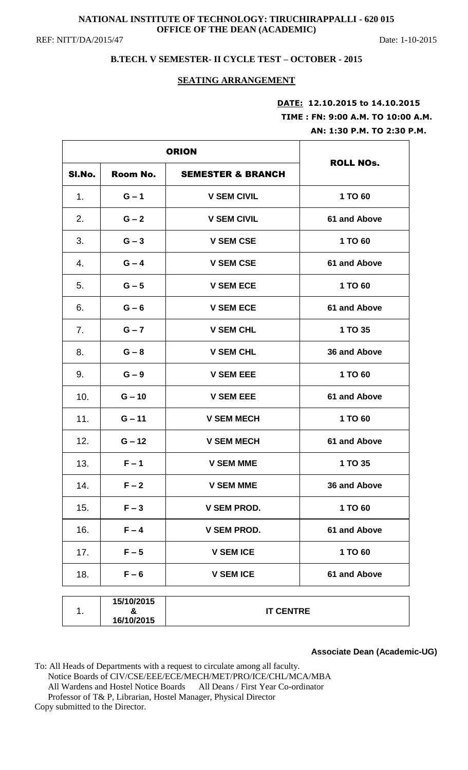**NATIONAL INSTITUTE OF TECHNOLOGY: TIRUCHIRAPPALLI - 620 015**
**OFFICE OF THE DEAN (ACADEMIC)**

REF: NITT/DA/2015/47 Date: 1-10-2015

**B.TECH. V SEMESTER- II CYCLE TEST – OCTOBER - 2015**

**SEATING ARRANGEMENT**

**DATE: 12.10.2015 to 14.10.2015**
**TIME : FN: 9:00 A.M. TO 10:00 A.M.**
**AN: 1:30 P.M. TO 2:30 P.M.**

| ORION | | | ROLL NOs. |
|---|---|---|---|
| Sl.No. | Room No. | SEMESTER & BRANCH | |
| 1. | G – 1 | V SEM CIVIL | 1 TO 60 |
| 2. | G – 2 | V SEM CIVIL | 61 and Above |
| 3. | G – 3 | V SEM CSE | 1 TO 60 |
| 4. | G – 4 | V SEM CSE | 61 and Above |
| 5. | G – 5 | V SEM ECE | 1 TO 60 |
| 6. | G – 6 | V SEM ECE | 61 and Above |
| 7. | G – 7 | V SEM CHL | 1 TO 35 |
| 8. | G – 8 | V SEM CHL | 36 and Above |
| 9. | G – 9 | V SEM EEE | 1 TO 60 |
| 10. | G – 10 | V SEM EEE | 61 and Above |
| 11. | G – 11 | V SEM MECH | 1 TO 60 |
| 12. | G – 12 | V SEM MECH | 61 and Above |
| 13. | F – 1 | V SEM MME | 1 TO 35 |
| 14. | F – 2 | V SEM MME | 36 and Above |
| 15. | F – 3 | V SEM PROD. | 1 TO 60 |
| 16. | F – 4 | V SEM PROD. | 61 and Above |
| 17. | F – 5 | V SEM ICE | 1 TO 60 |
| 18. | F – 6 | V SEM ICE | 61 and Above |

| | | |
|---|---|---|
| 1. | 15/10/2015 & 16/10/2015 | IT CENTRE |

**Associate Dean (Academic-UG)**

To: All Heads of Departments with a request to circulate among all faculty.
Notice Boards of CIV/CSE/EEE/ECE/MECH/MET/PRO/ICE/CHL/MCA/MBA
All Wardens and Hostel Notice Boards All Deans / First Year Co-ordinator
Professor of T& P, Librarian, Hostel Manager, Physical Director
Copy submitted to the Director.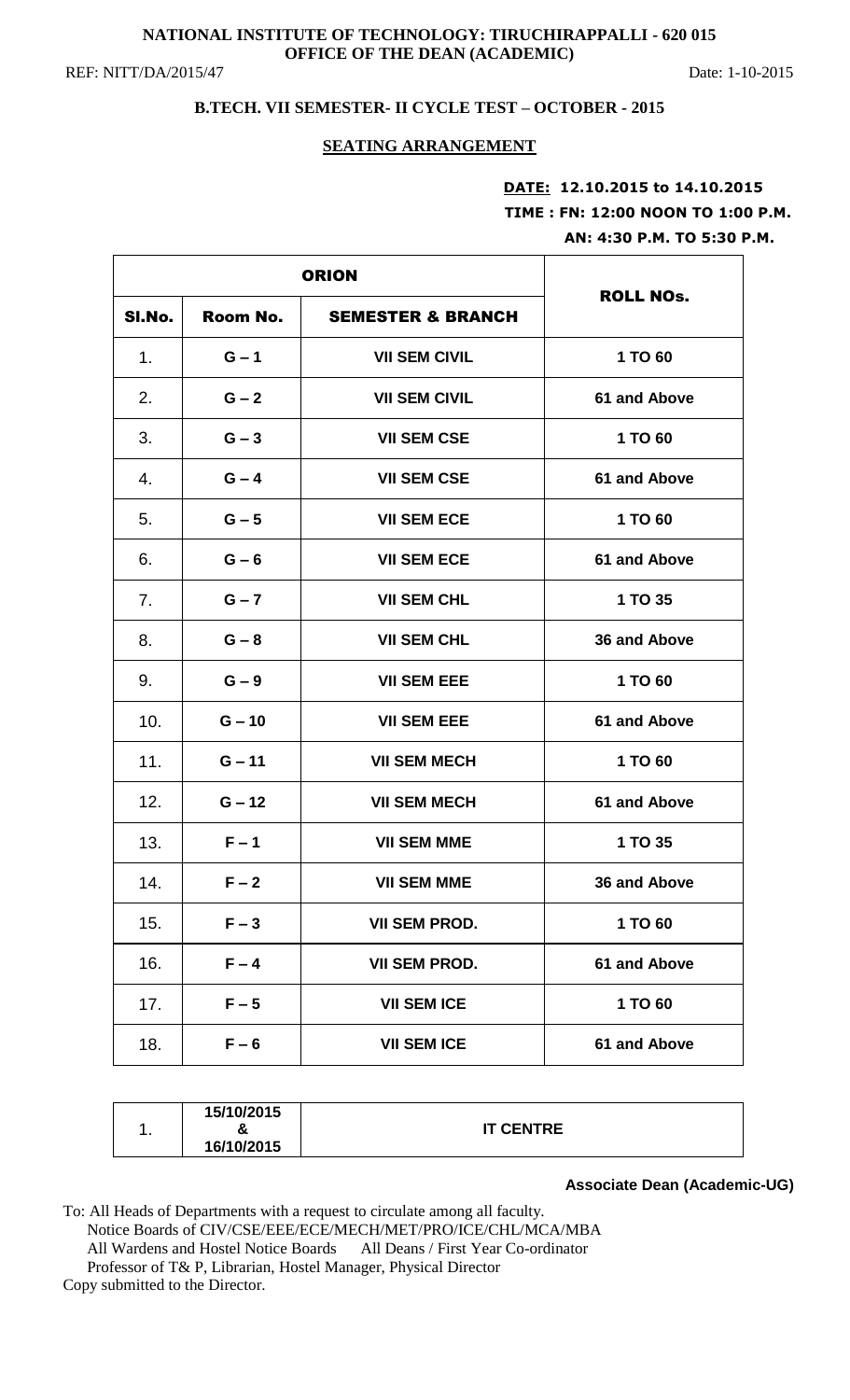**NATIONAL INSTITUTE OF TECHNOLOGY: TIRUCHIRAPPALLI - 620 015**
**OFFICE OF THE DEAN (ACADEMIC)**

REF: NITT/DA/2015/47 Date: 1-10-2015

**B.TECH. VII SEMESTER- II CYCLE TEST – OCTOBER - 2015**

**SEATING ARRANGEMENT**

**DATE: 12.10.2015 to 14.10.2015**
**TIME : FN: 12:00 NOON TO 1:00 P.M.**
**AN: 4:30 P.M. TO 5:30 P.M.**

| ORION | | | ROLL NOs. |
|---|---|---|---|
| **Sl.No.** | **Room No.** | **SEMESTER & BRANCH** | |
| 1. | G – 1 | VII SEM CIVIL | 1 TO 60 |
| 2. | G – 2 | VII SEM CIVIL | 61 and Above |
| 3. | G – 3 | VII SEM CSE | 1 TO 60 |
| 4. | G – 4 | VII SEM CSE | 61 and Above |
| 5. | G – 5 | VII SEM ECE | 1 TO 60 |
| 6. | G – 6 | VII SEM ECE | 61 and Above |
| 7. | G – 7 | VII SEM CHL | 1 TO 35 |
| 8. | G – 8 | VII SEM CHL | 36 and Above |
| 9. | G – 9 | VII SEM EEE | 1 TO 60 |
| 10. | G – 10 | VII SEM EEE | 61 and Above |
| 11. | G – 11 | VII SEM MECH | 1 TO 60 |
| 12. | G – 12 | VII SEM MECH | 61 and Above |
| 13. | F – 1 | VII SEM MME | 1 TO 35 |
| 14. | F – 2 | VII SEM MME | 36 and Above |
| 15. | F – 3 | VII SEM PROD. | 1 TO 60 |
| 16. | F – 4 | VII SEM PROD. | 61 and Above |
| 17. | F – 5 | VII SEM ICE | 1 TO 60 |
| 18. | F – 6 | VII SEM ICE | 61 and Above |

| | | |
|---|---|---|
| 1. | 15/10/2015 & 16/10/2015 | IT CENTRE |

**Associate Dean (Academic-UG)**

To: All Heads of Departments with a request to circulate among all faculty.
Notice Boards of CIV/CSE/EEE/ECE/MECH/MET/PRO/ICE/CHL/MCA/MBA
All Wardens and Hostel Notice Boards All Deans / First Year Co-ordinator
Professor of T& P, Librarian, Hostel Manager, Physical Director
Copy submitted to the Director.